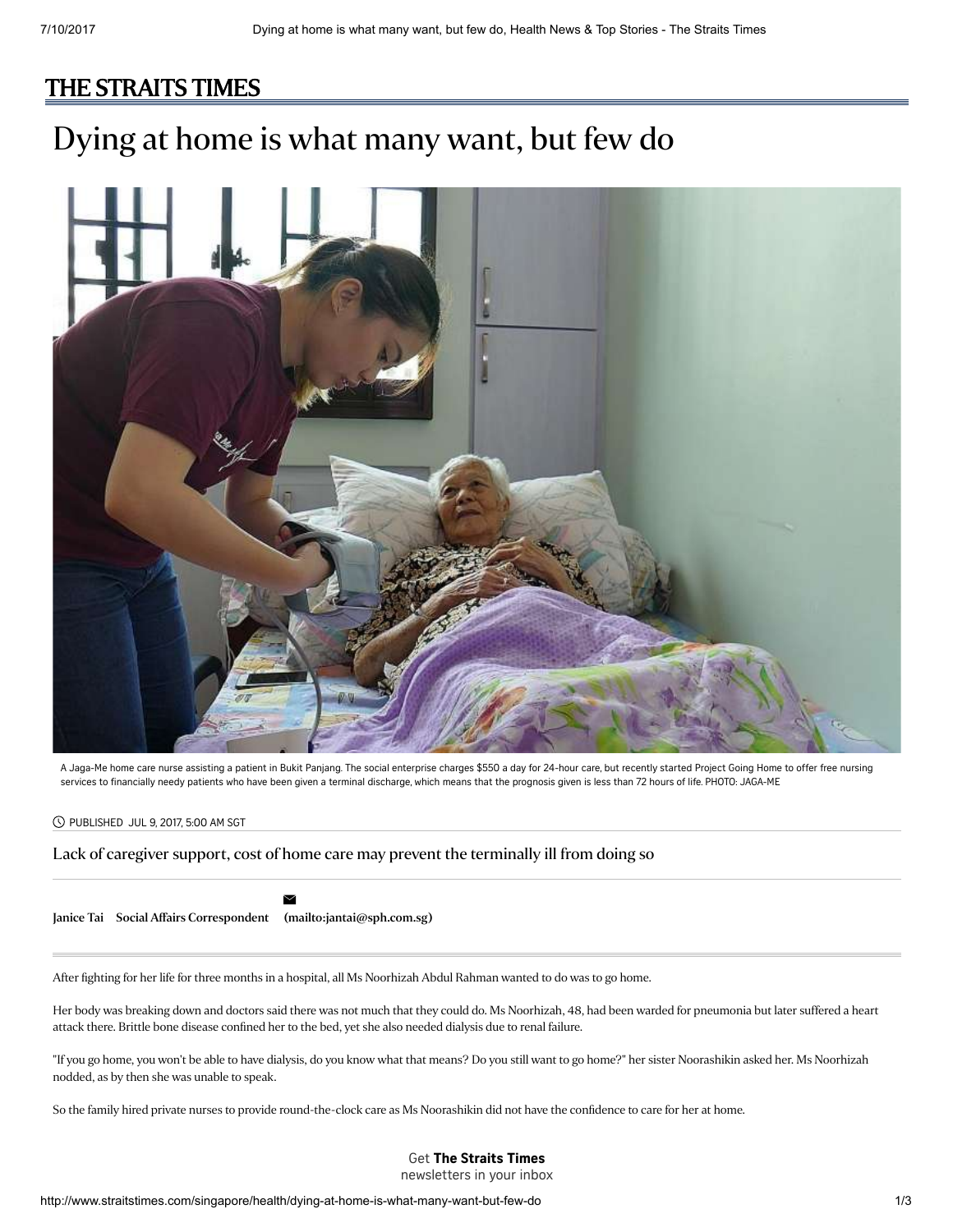THE STRAITS TIMES

# Dying at home is what many want, but few do

A Jaga-Me home care nurse assisting a patient in Bukit Panjang. The social enterprise charges $550 a day for 24-hour care, but recently started Project Going Home to offer free nursing services to financially needy patients who have been given a terminal discharge, which means that the prognosis given is less than 72 hours of life. PHOTO: JAGA-ME

PUBLISHED JUL 9, 2017, 5:00 AM SGT

Lack of caregiver support, cost of home care may prevent the terminally ill from doing so

**Janice Tai** **Social Affairs Correspondent** **(mailto:jantai@sph.com.sg)**

After fighting for her life for three months in a hospital, all Ms Noorhizah Abdul Rahman wanted to do was to go home.

Her body was breaking down and doctors said there was not much that they could do. Ms Noorhizah, 48, had been warded for pneumonia but later suffered a heart attack there. Brittle bone disease confined her to the bed, yet she also needed dialysis due to renal failure.

"If you go home, you won't be able to have dialysis, do you know what that means? Do you still want to go home?" her sister Noorashikin asked her. Ms Noorhizah nodded, as by then she was unable to speak.

So the family hired private nurses to provide round-the-clock care as Ms Noorashikin did not have the confidence to care for her at home.

Get **The Straits Times** newsletters in your inbox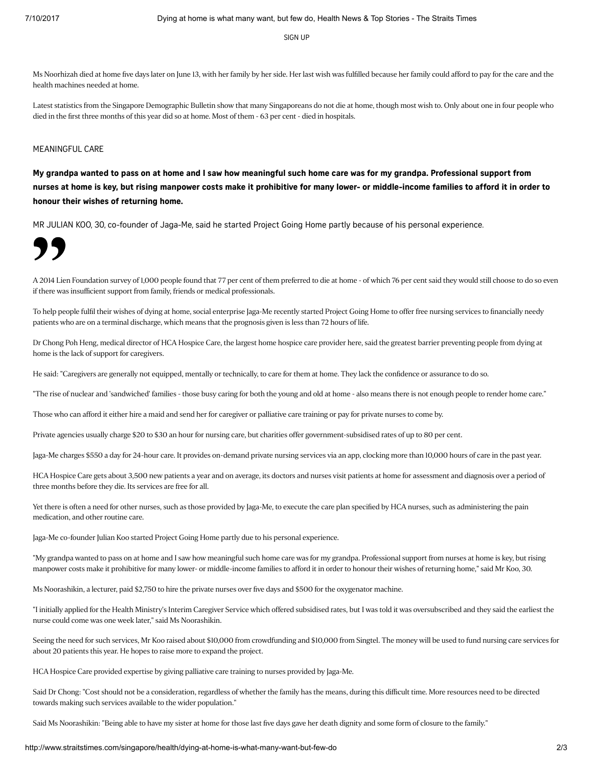SIGN UP

Ms Noorhizah died at home five days later on June 13, with her family by her side. Her last wish was fulfilled because her family could afford to pay for the care and the health machines needed at home.

Latest statistics from the Singapore Demographic Bulletin show that many Singaporeans do not die at home, though most wish to. Only about one in four people who died in the first three months of this year did so at home. Most of them - 63 per cent - died in hospitals.

MEANINGFUL CARE

**My grandpa wanted to pass on at home and I saw how meaningful such home care was for my grandpa. Professional support from nurses at home is key, but rising manpower costs make it prohibitive for many lower- or middle-income families to afford it in order to honour their wishes of returning home.**

MR JULIAN KOO, 30, co-founder of Jaga-Me, said he started Project Going Home partly because of his personal experience.

A 2014 Lien Foundation survey of 1,000 people found that 77 per cent of them preferred to die at home - of which 76 per cent said they would still choose to do so even if there was insufficient support from family, friends or medical professionals.

To help people fulfil their wishes of dying at home, social enterprise Jaga-Me recently started Project Going Home to offer free nursing services to financially needy patients who are on a terminal discharge, which means that the prognosis given is less than 72 hours of life.

Dr Chong Poh Heng, medical director of HCA Hospice Care, the largest home hospice care provider here, said the greatest barrier preventing people from dying at home is the lack of support for caregivers.

He said: "Caregivers are generally not equipped, mentally or technically, to care for them at home. They lack the confidence or assurance to do so.

"The rise of nuclear and 'sandwiched' families - those busy caring for both the young and old at home - also means there is not enough people to render home care."

Those who can afford it either hire a maid and send her for caregiver or palliative care training or pay for private nurses to come by.

Private agencies usually charge $20 to $30 an hour for nursing care, but charities offer government-subsidised rates of up to 80 per cent.

Jaga-Me charges $550 a day for 24-hour care. It provides on-demand private nursing services via an app, clocking more than 10,000 hours of care in the past year.

HCA Hospice Care gets about 3,500 new patients a year and on average, its doctors and nurses visit patients at home for assessment and diagnosis over a period of three months before they die. Its services are free for all.

Yet there is often a need for other nurses, such as those provided by Jaga-Me, to execute the care plan specified by HCA nurses, such as administering the pain medication, and other routine care.

Jaga-Me co-founder Julian Koo started Project Going Home partly due to his personal experience.

"My grandpa wanted to pass on at home and I saw how meaningful such home care was for my grandpa. Professional support from nurses at home is key, but rising manpower costs make it prohibitive for many lower- or middle-income families to afford it in order to honour their wishes of returning home," said Mr Koo, 30.

Ms Noorashikin, a lecturer, paid $2,750 to hire the private nurses over five days and $500 for the oxygenator machine.

"I initially applied for the Health Ministry's Interim Caregiver Service which offered subsidised rates, but I was told it was oversubscribed and they said the earliest the nurse could come was one week later," said Ms Noorashikin.

Seeing the need for such services, Mr Koo raised about $10,000 from crowdfunding and $10,000 from Singtel. The money will be used to fund nursing care services for about 20 patients this year. He hopes to raise more to expand the project.

HCA Hospice Care provided expertise by giving palliative care training to nurses provided by Jaga-Me.

Said Dr Chong: "Cost should not be a consideration, regardless of whether the family has the means, during this difficult time. More resources need to be directed towards making such services available to the wider population."

Said Ms Noorashikin: "Being able to have my sister at home for those last five days gave her death dignity and some form of closure to the family."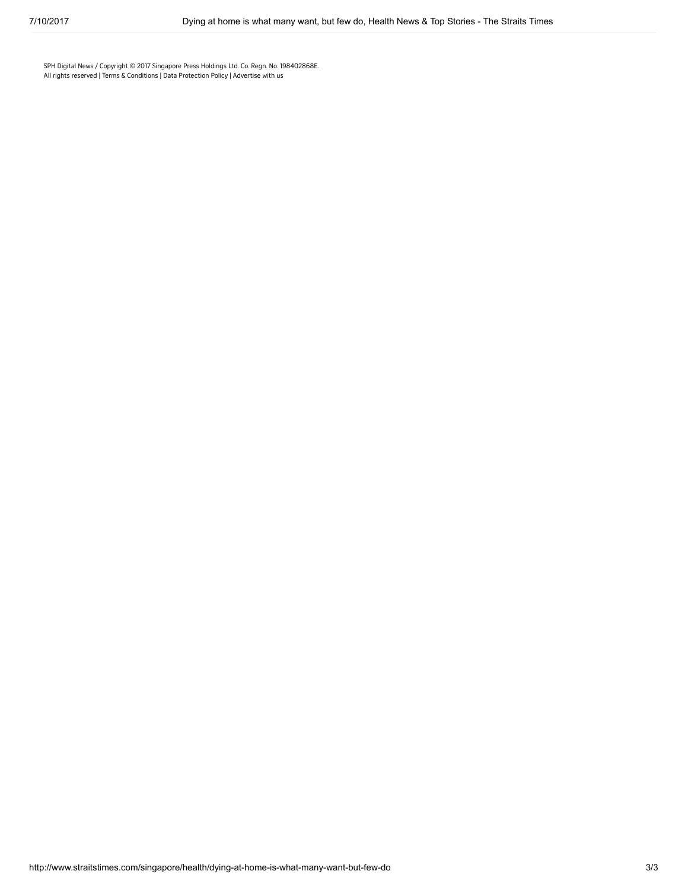SPH Digital News / Copyright © 2017 Singapore Press Holdings Ltd. Co. Regn. No. 198402868E.
All rights reserved | Terms & Conditions | Data Protection Policy | Advertise with us